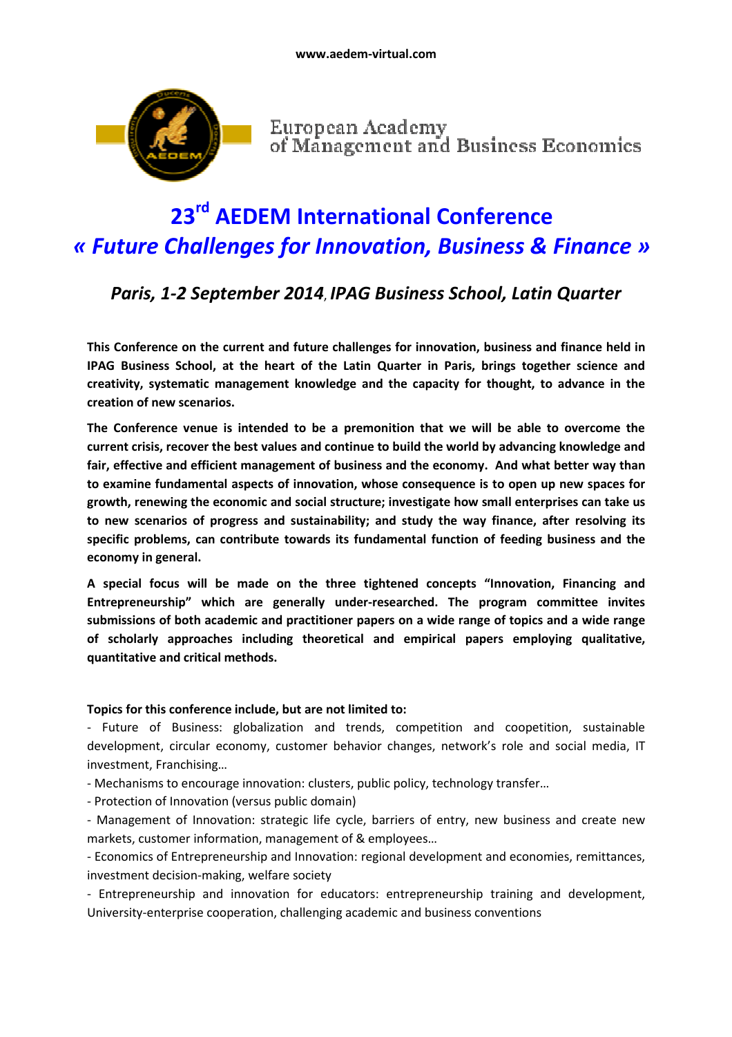www.aedem-virtual.com

European Academy of Management and Business Economics

# 23rd AEDEM International Conference
# *« Future Challenges for Innovation, Business & Finance »*

## *Paris, 1-2 September 2014, IPAG Business School, Latin Quarter*

**This Conference on the current and future challenges for innovation, business and finance held in IPAG Business School, at the heart of the Latin Quarter in Paris, brings together science and creativity, systematic management knowledge and the capacity for thought, to advance in the creation of new scenarios.**

**The Conference venue is intended to be a premonition that we will be able to overcome the current crisis, recover the best values and continue to build the world by advancing knowledge and fair, effective and efficient management of business and the economy. And what better way than to examine fundamental aspects of innovation, whose consequence is to open up new spaces for growth, renewing the economic and social structure; investigate how small enterprises can take us to new scenarios of progress and sustainability; and study the way finance, after resolving its specific problems, can contribute towards its fundamental function of feeding business and the economy in general.**

**A special focus will be made on the three tightened concepts "Innovation, Financing and Entrepreneurship" which are generally under-researched. The program committee invites submissions of both academic and practitioner papers on a wide range of topics and a wide range of scholarly approaches including theoretical and empirical papers employing qualitative, quantitative and critical methods.**

**Topics for this conference include, but are not limited to:**

- Future of Business: globalization and trends, competition and coopetition, sustainable development, circular economy, customer behavior changes, network's role and social media, IT investment, Franchising…
- Mechanisms to encourage innovation: clusters, public policy, technology transfer…
- Protection of Innovation (versus public domain)
- Management of Innovation: strategic life cycle, barriers of entry, new business and create new markets, customer information, management of & employees…
- Economics of Entrepreneurship and Innovation: regional development and economies, remittances, investment decision-making, welfare society
- Entrepreneurship and innovation for educators: entrepreneurship training and development, University-enterprise cooperation, challenging academic and business conventions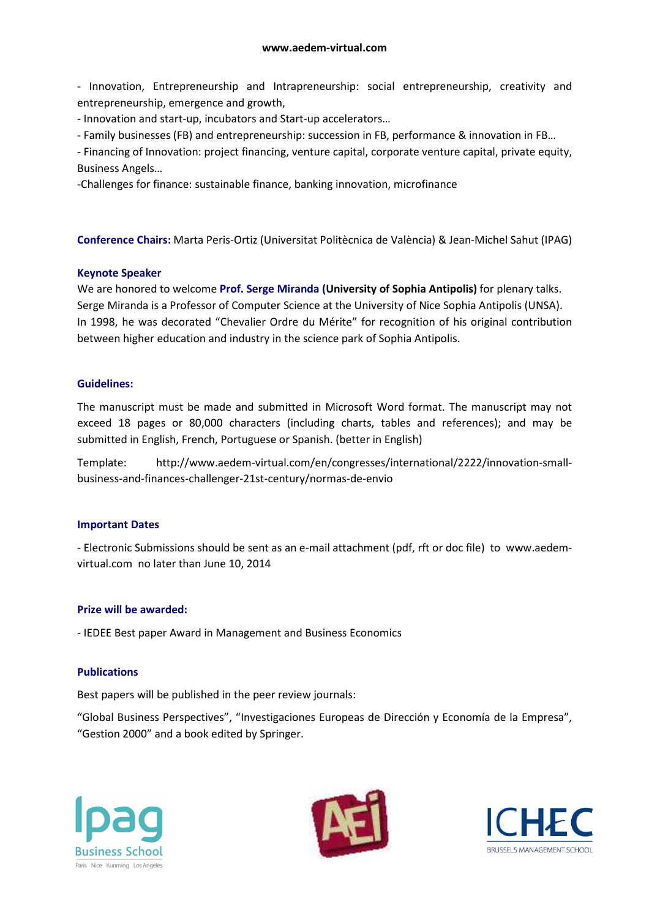- Innovation, Entrepreneurship and Intrapreneurship: social entrepreneurship, creativity and entrepreneurship, emergence and growth,
- Innovation and start-up, incubators and Start-up accelerators…
- Family businesses (FB) and entrepreneurship: succession in FB, performance & innovation in FB…
- Financing of Innovation: project financing, venture capital, corporate venture capital, private equity, Business Angels…
-Challenges for finance: sustainable finance, banking innovation, microfinance

**Conference Chairs:** Marta Peris-Ortiz (Universitat Politècnica de València) & Jean-Michel Sahut (IPAG)

### Keynote Speaker

We are honored to welcome **Prof. Serge Miranda (University of Sophia Antipolis)** for plenary talks. Serge Miranda is a Professor of Computer Science at the University of Nice Sophia Antipolis (UNSA). In 1998, he was decorated "Chevalier Ordre du Mérite" for recognition of his original contribution between higher education and industry in the science park of Sophia Antipolis.

### Guidelines:

The manuscript must be made and submitted in Microsoft Word format. The manuscript may not exceed 18 pages or 80,000 characters (including charts, tables and references); and may be submitted in English, French, Portuguese or Spanish. (better in English)

Template: http://www.aedem-virtual.com/en/congresses/international/2222/innovation-small-business-and-finances-challenger-21st-century/normas-de-envio

### Important Dates

- Electronic Submissions should be sent as an e-mail attachment (pdf, rft or doc file) to www.aedem-virtual.com no later than June 10, 2014

### Prize will be awarded:

- IEDEE Best paper Award in Management and Business Economics

### Publications

Best papers will be published in the peer review journals:

"Global Business Perspectives", "Investigaciones Europeas de Dirección y Economía de la Empresa", "Gestion 2000" and a book edited by Springer.

Ipag Business School
Paris Nice Kunming Los Angeles

AEI

ICHEC
BRUSSELS MANAGEMENT SCHOOL